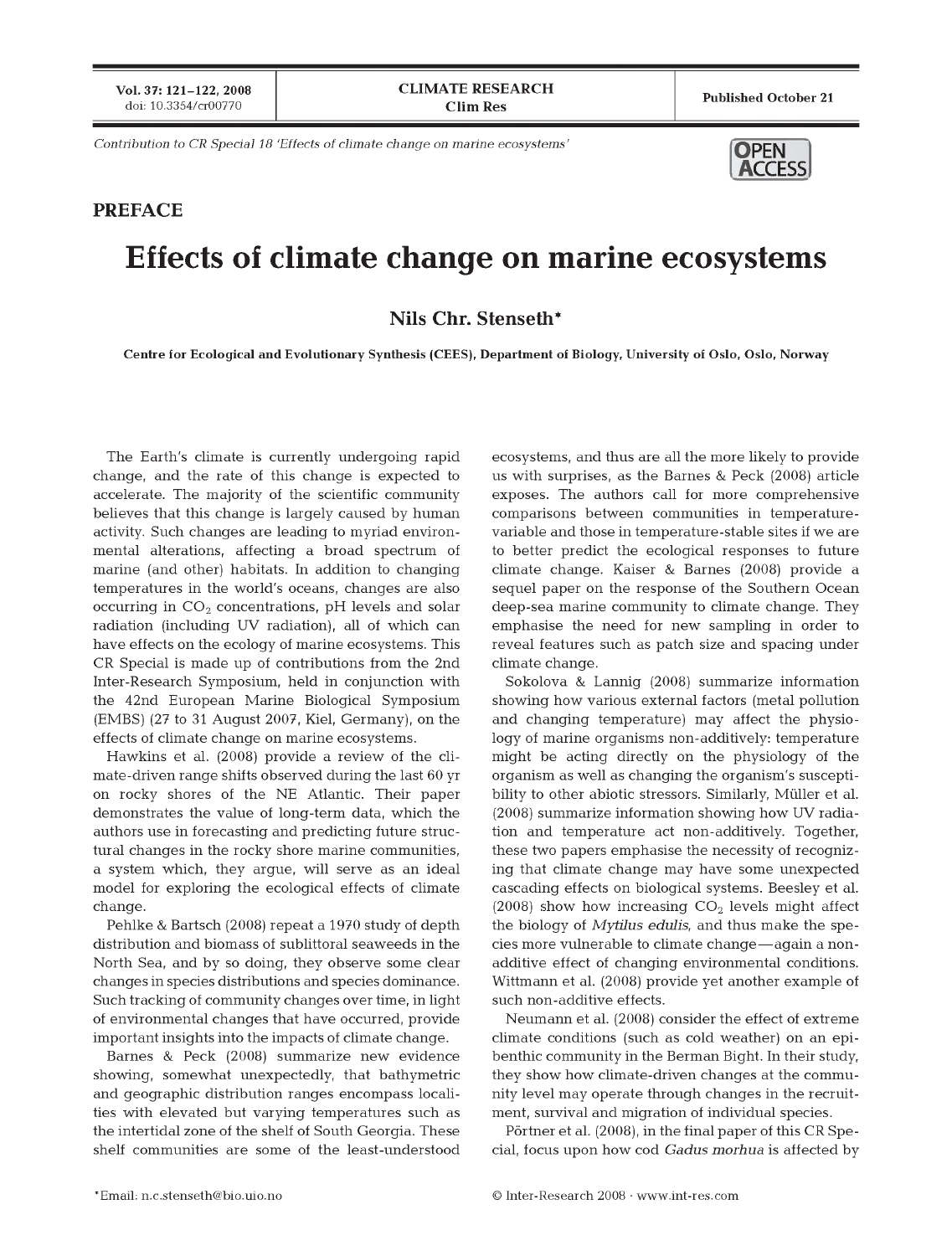Contribution to CR Special 18 'Effects of climate change on marine ecosystems'

OPEN ACCESS

## PREFACE

# Effects of climate change on marine ecosystems

**Nils Chr. Stenseth***

**Centre for Ecological and Evolutionary Synthesis (CEES), Department of Biology, University of Oslo, Oslo, Norway**

The Earth's climate is currently undergoing rapid change, and the rate of this change is expected to accelerate. The majority of the scientific community believes that this change is largely caused by human activity. Such changes are leading to myriad environmental alterations, affecting a broad spectrum of marine (and other) habitats. In addition to changing temperatures in the world's oceans, changes are also occurring in $CO_2$ concentrations, pH levels and solar radiation (including UV radiation), all of which can have effects on the ecology of marine ecosystems. This CR Special is made up of contributions from the 2nd Inter-Research Symposium, held in conjunction with the 42nd European Marine Biological Symposium (EMBS) (27 to 31 August 2007, Kiel, Germany), on the effects of climate change on marine ecosystems.

Hawkins et al. (2008) provide a review of the climate-driven range shifts observed during the last 60 yr on rocky shores of the NE Atlantic. Their paper demonstrates the value of long-term data, which the authors use in forecasting and predicting future structural changes in the rocky shore marine communities, a system which, they argue, will serve as an ideal model for exploring the ecological effects of climate change.

Pehlke & Bartsch (2008) repeat a 1970 study of depth distribution and biomass of sublittoral seaweeds in the North Sea, and by so doing, they observe some clear changes in species distributions and species dominance. Such tracking of community changes over time, in light of environmental changes that have occurred, provide important insights into the impacts of climate change.

Barnes & Peck (2008) summarize new evidence showing, somewhat unexpectedly, that bathymetric and geographic distribution ranges encompass localities with elevated but varying temperatures such as the intertidal zone of the shelf of South Georgia. These shelf communities are some of the least-understood ecosystems, and thus are all the more likely to provide us with surprises, as the Barnes & Peck (2008) article exposes. The authors call for more comprehensive comparisons between communities in temperature-variable and those in temperature-stable sites if we are to better predict the ecological responses to future climate change. Kaiser & Barnes (2008) provide a sequel paper on the response of the Southern Ocean deep-sea marine community to climate change. They emphasise the need for new sampling in order to reveal features such as patch size and spacing under climate change.

Sokolova & Lannig (2008) summarize information showing how various external factors (metal pollution and changing temperature) may affect the physiology of marine organisms non-additively: temperature might be acting directly on the physiology of the organism as well as changing the organism's susceptibility to other abiotic stressors. Similarly, Müller et al. (2008) summarize information showing how UV radiation and temperature act non-additively. Together, these two papers emphasise the necessity of recognizing that climate change may have some unexpected cascading effects on biological systems. Beesley et al. (2008) show how increasing $CO_2$ levels might affect the biology of *Mytilus edulis*, and thus make the species more vulnerable to climate change—again a non-additive effect of changing environmental conditions. Wittmann et al. (2008) provide yet another example of such non-additive effects.

Neumann et al. (2008) consider the effect of extreme climate conditions (such as cold weather) on an epibenthic community in the Berman Bight. In their study, they show how climate-driven changes at the community level may operate through changes in the recruitment, survival and migration of individual species.

Pörtner et al. (2008), in the final paper of this CR Special, focus upon how cod *Gadus morhua* is affected by

*Email: n.c.stenseth@bio.uio.no

© Inter-Research 2008 · www.int-res.com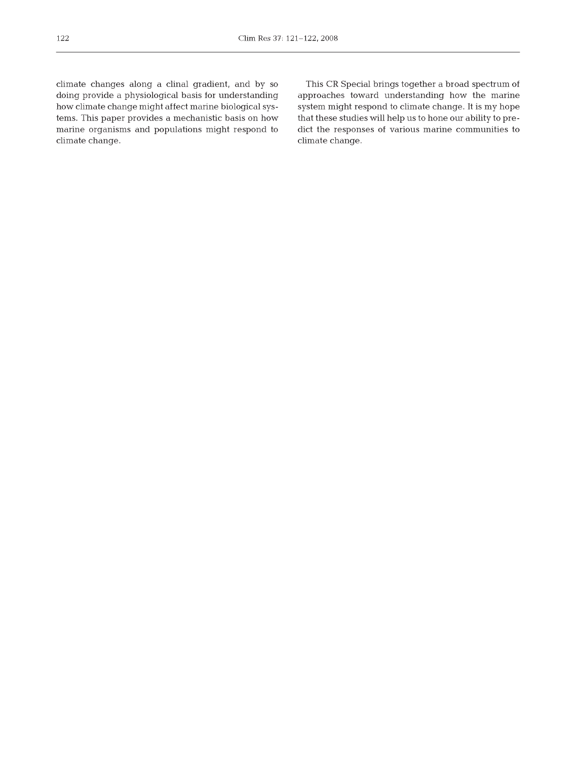climate changes along a clinal gradient, and by so doing provide a physiological basis for understanding how climate change might affect marine biological systems. This paper provides a mechanistic basis on how marine organisms and populations might respond to climate change.

This CR Special brings together a broad spectrum of approaches toward understanding how the marine system might respond to climate change. It is my hope that these studies will help us to hone our ability to predict the responses of various marine communities to climate change.